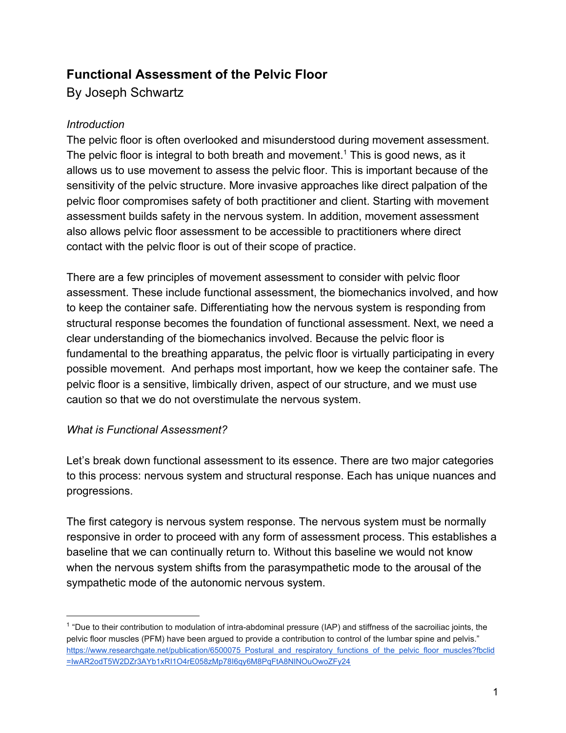# Functional Assessment of the Pelvic Floor

By Joseph Schwartz

*Introduction*

The pelvic floor is often overlooked and misunderstood during movement assessment. The pelvic floor is integral to both breath and movement.[1] This is good news, as it allows us to use movement to assess the pelvic floor. This is important because of the sensitivity of the pelvic structure. More invasive approaches like direct palpation of the pelvic floor compromises safety of both practitioner and client. Starting with movement assessment builds safety in the nervous system. In addition, movement assessment also allows pelvic floor assessment to be accessible to practitioners where direct contact with the pelvic floor is out of their scope of practice.

There are a few principles of movement assessment to consider with pelvic floor assessment. These include functional assessment, the biomechanics involved, and how to keep the container safe. Differentiating how the nervous system is responding from structural response becomes the foundation of functional assessment. Next, we need a clear understanding of the biomechanics involved. Because the pelvic floor is fundamental to the breathing apparatus, the pelvic floor is virtually participating in every possible movement. And perhaps most important, how we keep the container safe. The pelvic floor is a sensitive, limbically driven, aspect of our structure, and we must use caution so that we do not overstimulate the nervous system.

*What is Functional Assessment?*

Let's break down functional assessment to its essence. There are two major categories to this process: nervous system and structural response. Each has unique nuances and progressions.

The first category is nervous system response. The nervous system must be normally responsive in order to proceed with any form of assessment process. This establishes a baseline that we can continually return to. Without this baseline we would not know when the nervous system shifts from the parasympathetic mode to the arousal of the sympathetic mode of the autonomic nervous system.

---

[1] "Due to their contribution to modulation of intra-abdominal pressure (IAP) and stiffness of the sacroiliac joints, the pelvic floor muscles (PFM) have been argued to provide a contribution to control of the lumbar spine and pelvis." https://www.researchgate.net/publication/6500075_Postural_and_respiratory_functions_of_the_pelvic_floor_muscles?fbclid=IwAR2odT5W2DZr3AYb1xRI1O4rE058zMp78I6qy6M8PqFtA8NlNOuOwoZFy24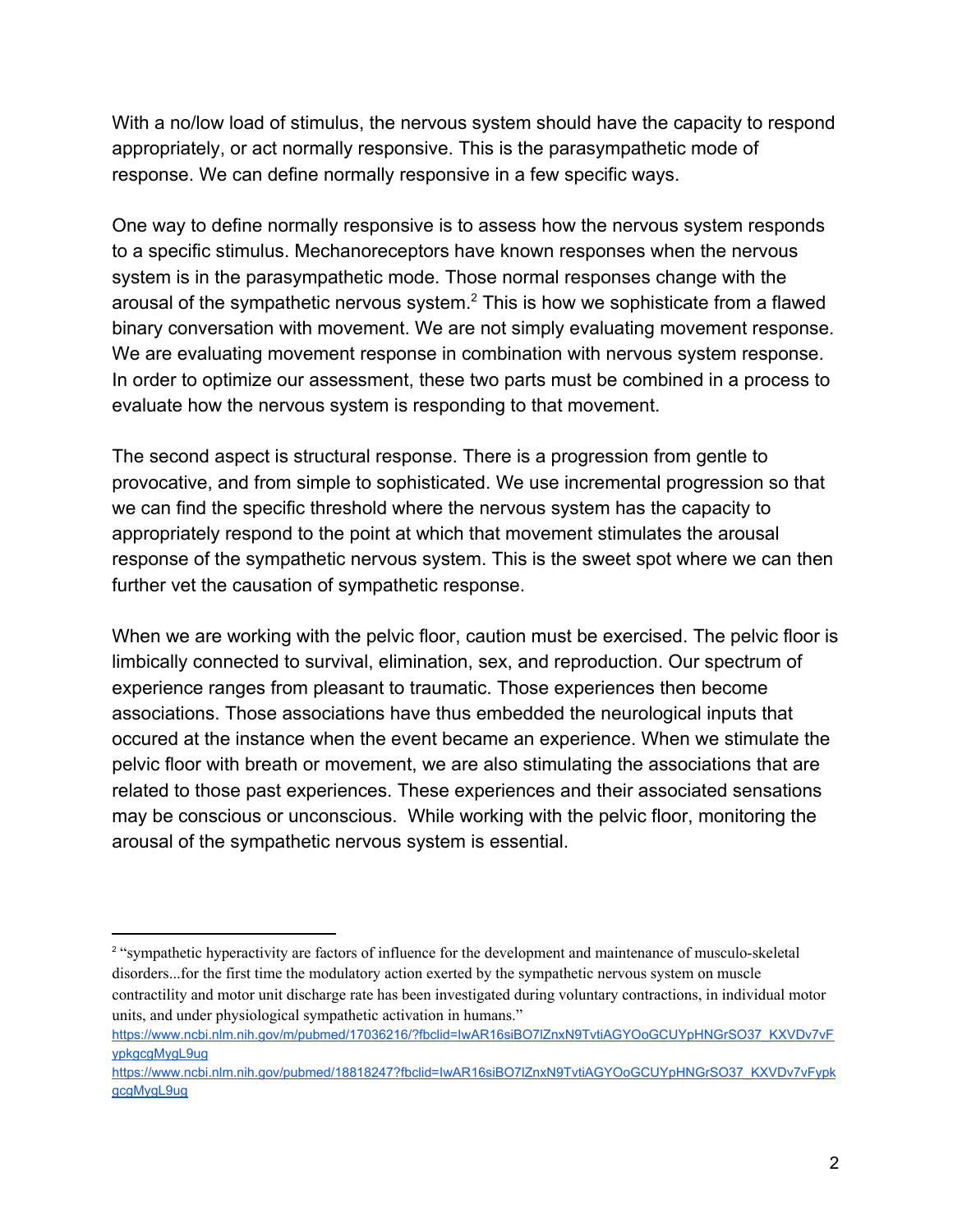With a no/low load of stimulus, the nervous system should have the capacity to respond appropriately, or act normally responsive. This is the parasympathetic mode of response. We can define normally responsive in a few specific ways.

One way to define normally responsive is to assess how the nervous system responds to a specific stimulus. Mechanoreceptors have known responses when the nervous system is in the parasympathetic mode. Those normal responses change with the arousal of the sympathetic nervous system.[2] This is how we sophisticate from a flawed binary conversation with movement. We are not simply evaluating movement response. We are evaluating movement response in combination with nervous system response. In order to optimize our assessment, these two parts must be combined in a process to evaluate how the nervous system is responding to that movement.

The second aspect is structural response. There is a progression from gentle to provocative, and from simple to sophisticated. We use incremental progression so that we can find the specific threshold where the nervous system has the capacity to appropriately respond to the point at which that movement stimulates the arousal response of the sympathetic nervous system. This is the sweet spot where we can then further vet the causation of sympathetic response.

When we are working with the pelvic floor, caution must be exercised. The pelvic floor is limbically connected to survival, elimination, sex, and reproduction. Our spectrum of experience ranges from pleasant to traumatic. Those experiences then become associations. Those associations have thus embedded the neurological inputs that occured at the instance when the event became an experience. When we stimulate the pelvic floor with breath or movement, we are also stimulating the associations that are related to those past experiences. These experiences and their associated sensations may be conscious or unconscious. While working with the pelvic floor, monitoring the arousal of the sympathetic nervous system is essential.

---

[2] "sympathetic hyperactivity are factors of influence for the development and maintenance of musculo-skeletal disorders...for the first time the modulatory action exerted by the sympathetic nervous system on muscle contractility and motor unit discharge rate has been investigated during voluntary contractions, in individual motor units, and under physiological sympathetic activation in humans."
https://www.ncbi.nlm.nih.gov/m/pubmed/17036216/?fbclid=IwAR16siBO7lZnxN9TvtiAGYOoGCUYpHNGrSO37_KXVDv7vFypkgcgMygL9ug
https://www.ncbi.nlm.nih.gov/pubmed/18818247?fbclid=IwAR16siBO7lZnxN9TvtiAGYOoGCUYpHNGrSO37_KXVDv7vFypkgcgMygL9ug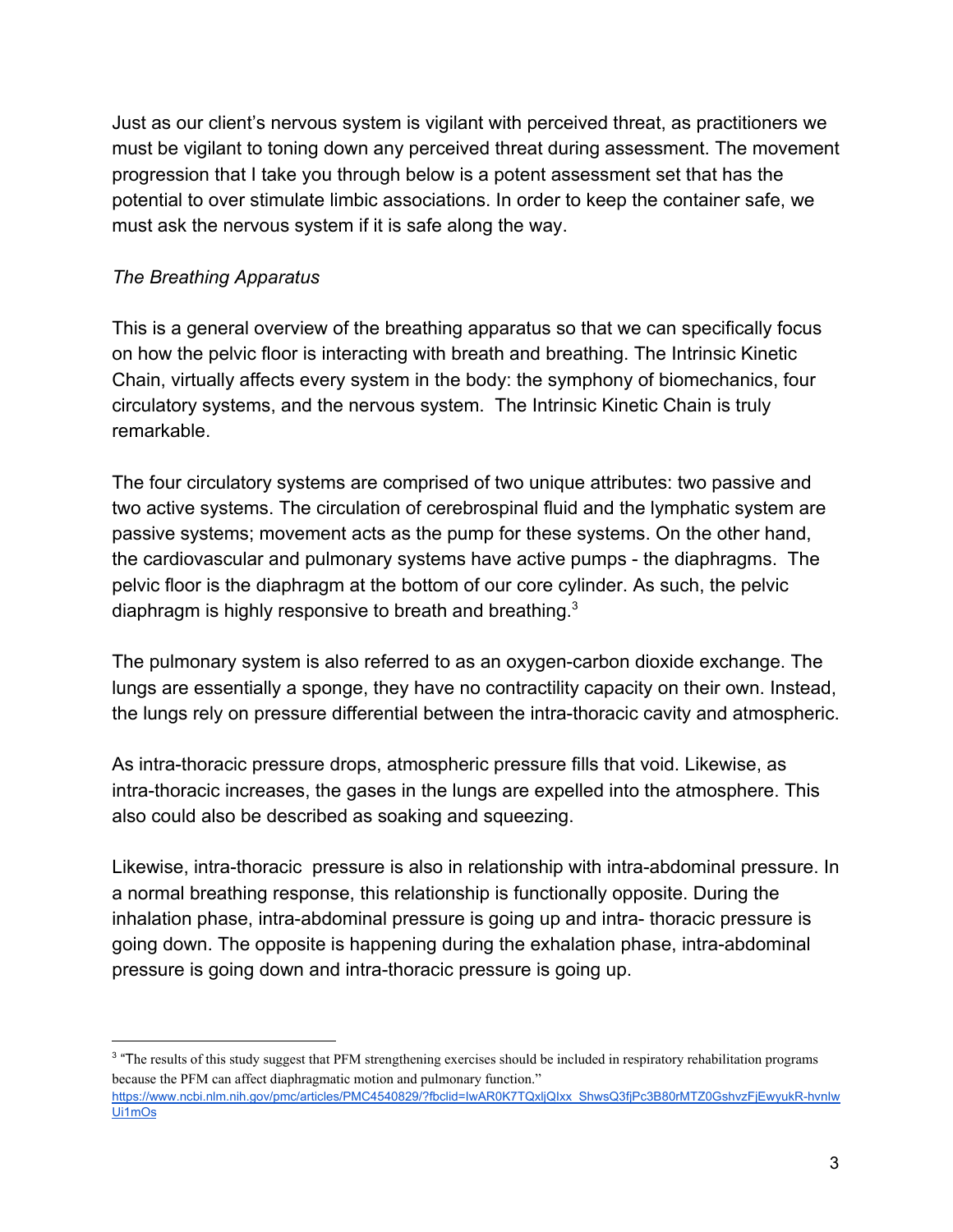Just as our client's nervous system is vigilant with perceived threat, as practitioners we must be vigilant to toning down any perceived threat during assessment. The movement progression that I take you through below is a potent assessment set that has the potential to over stimulate limbic associations. In order to keep the container safe, we must ask the nervous system if it is safe along the way.

*The Breathing Apparatus*

This is a general overview of the breathing apparatus so that we can specifically focus on how the pelvic floor is interacting with breath and breathing. The Intrinsic Kinetic Chain, virtually affects every system in the body: the symphony of biomechanics, four circulatory systems, and the nervous system. The Intrinsic Kinetic Chain is truly remarkable.

The four circulatory systems are comprised of two unique attributes: two passive and two active systems. The circulation of cerebrospinal fluid and the lymphatic system are passive systems; movement acts as the pump for these systems. On the other hand, the cardiovascular and pulmonary systems have active pumps - the diaphragms. The pelvic floor is the diaphragm at the bottom of our core cylinder. As such, the pelvic diaphragm is highly responsive to breath and breathing.[3]

The pulmonary system is also referred to as an oxygen-carbon dioxide exchange. The lungs are essentially a sponge, they have no contractility capacity on their own. Instead, the lungs rely on pressure differential between the intra-thoracic cavity and atmospheric.

As intra-thoracic pressure drops, atmospheric pressure fills that void. Likewise, as intra-thoracic increases, the gases in the lungs are expelled into the atmosphere. This also could also be described as soaking and squeezing.

Likewise, intra-thoracic pressure is also in relationship with intra-abdominal pressure. In a normal breathing response, this relationship is functionally opposite. During the inhalation phase, intra-abdominal pressure is going up and intra- thoracic pressure is going down. The opposite is happening during the exhalation phase, intra-abdominal pressure is going down and intra-thoracic pressure is going up.

---

[3] "The results of this study suggest that PFM strengthening exercises should be included in respiratory rehabilitation programs because the PFM can affect diaphragmatic motion and pulmonary function."
https://www.ncbi.nlm.nih.gov/pmc/articles/PMC4540829/?fbclid=IwAR0K7TQxljQIxx_ShwsQ3fjPc3B80rMTZ0GshvzFjEwyukR-hvnIwUi1mOs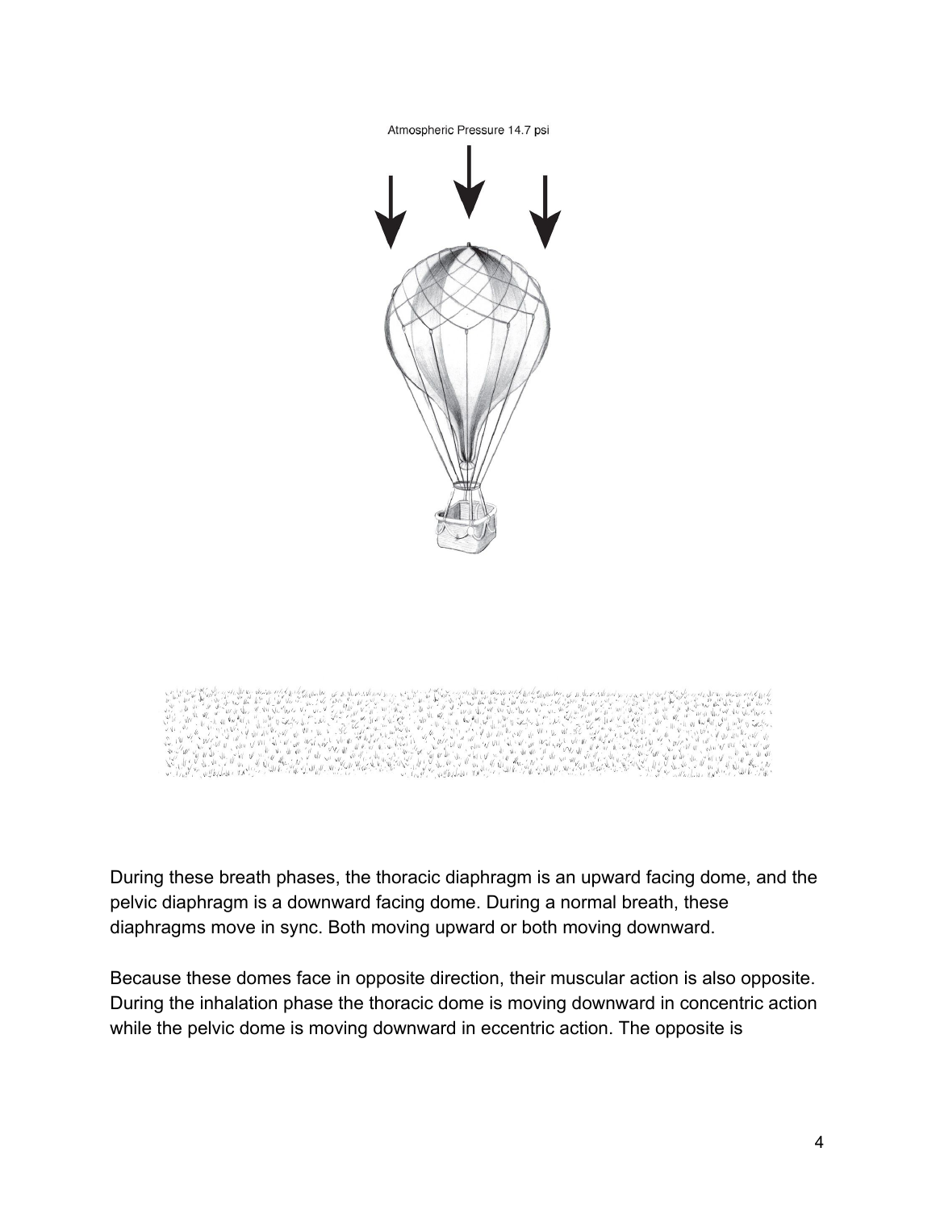Atmospheric Pressure 14.7 psi

During these breath phases, the thoracic diaphragm is an upward facing dome, and the pelvic diaphragm is a downward facing dome. During a normal breath, these diaphragms move in sync. Both moving upward or both moving downward.

Because these domes face in opposite direction, their muscular action is also opposite. During the inhalation phase the thoracic dome is moving downward in concentric action while the pelvic dome is moving downward in eccentric action. The opposite is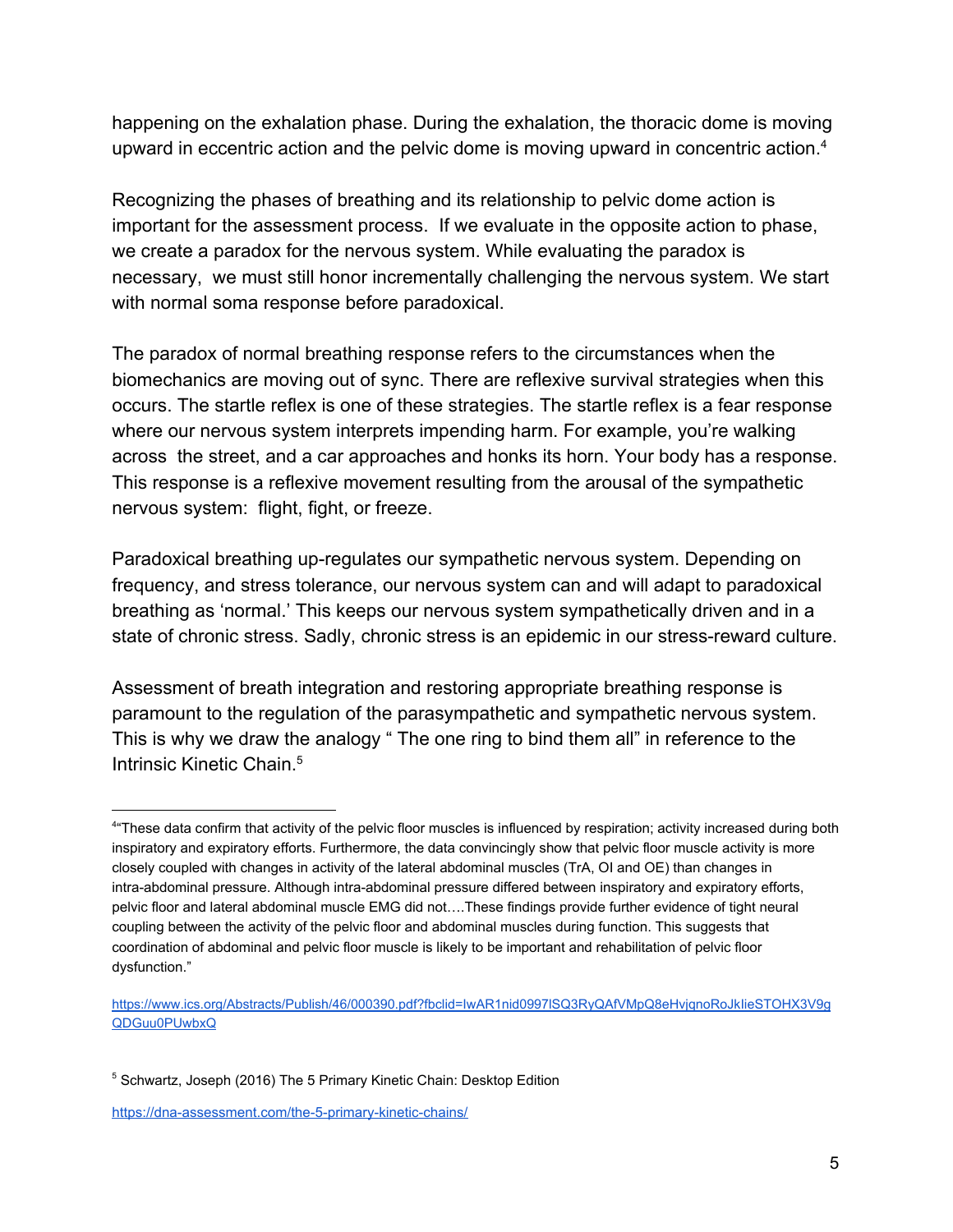happening on the exhalation phase. During the exhalation, the thoracic dome is moving upward in eccentric action and the pelvic dome is moving upward in concentric action.[4]

Recognizing the phases of breathing and its relationship to pelvic dome action is important for the assessment process. If we evaluate in the opposite action to phase, we create a paradox for the nervous system. While evaluating the paradox is necessary, we must still honor incrementally challenging the nervous system. We start with normal soma response before paradoxical.

The paradox of normal breathing response refers to the circumstances when the biomechanics are moving out of sync. There are reflexive survival strategies when this occurs. The startle reflex is one of these strategies. The startle reflex is a fear response where our nervous system interprets impending harm. For example, you're walking across the street, and a car approaches and honks its horn. Your body has a response. This response is a reflexive movement resulting from the arousal of the sympathetic nervous system: flight, fight, or freeze.

Paradoxical breathing up-regulates our sympathetic nervous system. Depending on frequency, and stress tolerance, our nervous system can and will adapt to paradoxical breathing as 'normal.' This keeps our nervous system sympathetically driven and in a state of chronic stress. Sadly, chronic stress is an epidemic in our stress-reward culture.

Assessment of breath integration and restoring appropriate breathing response is paramount to the regulation of the parasympathetic and sympathetic nervous system. This is why we draw the analogy " The one ring to bind them all" in reference to the Intrinsic Kinetic Chain.[5]

---

[4]"These data confirm that activity of the pelvic floor muscles is influenced by respiration; activity increased during both inspiratory and expiratory efforts. Furthermore, the data convincingly show that pelvic floor muscle activity is more closely coupled with changes in activity of the lateral abdominal muscles (TrA, OI and OE) than changes in intra-abdominal pressure. Although intra-abdominal pressure differed between inspiratory and expiratory efforts, pelvic floor and lateral abdominal muscle EMG did not….These findings provide further evidence of tight neural coupling between the activity of the pelvic floor and abdominal muscles during function. This suggests that coordination of abdominal and pelvic floor muscle is likely to be important and rehabilitation of pelvic floor dysfunction."

https://www.ics.org/Abstracts/Publish/46/000390.pdf?fbclid=IwAR1nid0997lSQ3RyQAfVMpQ8eHvjgnoRoJklieSTOHX3V9gQDGuu0PUwbxQ

[5] Schwartz, Joseph (2016) The 5 Primary Kinetic Chain: Desktop Edition

https://dna-assessment.com/the-5-primary-kinetic-chains/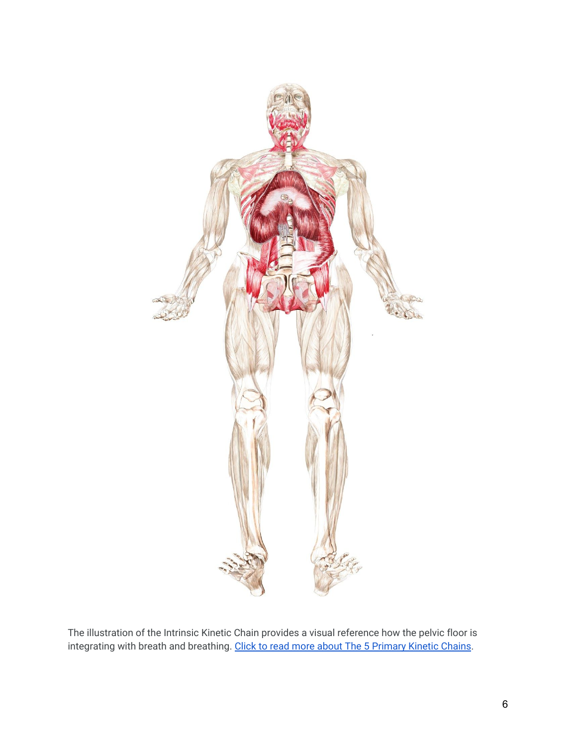The illustration of the Intrinsic Kinetic Chain provides a visual reference how the pelvic floor is integrating with breath and breathing. [Click to read more about The 5 Primary Kinetic Chains](#).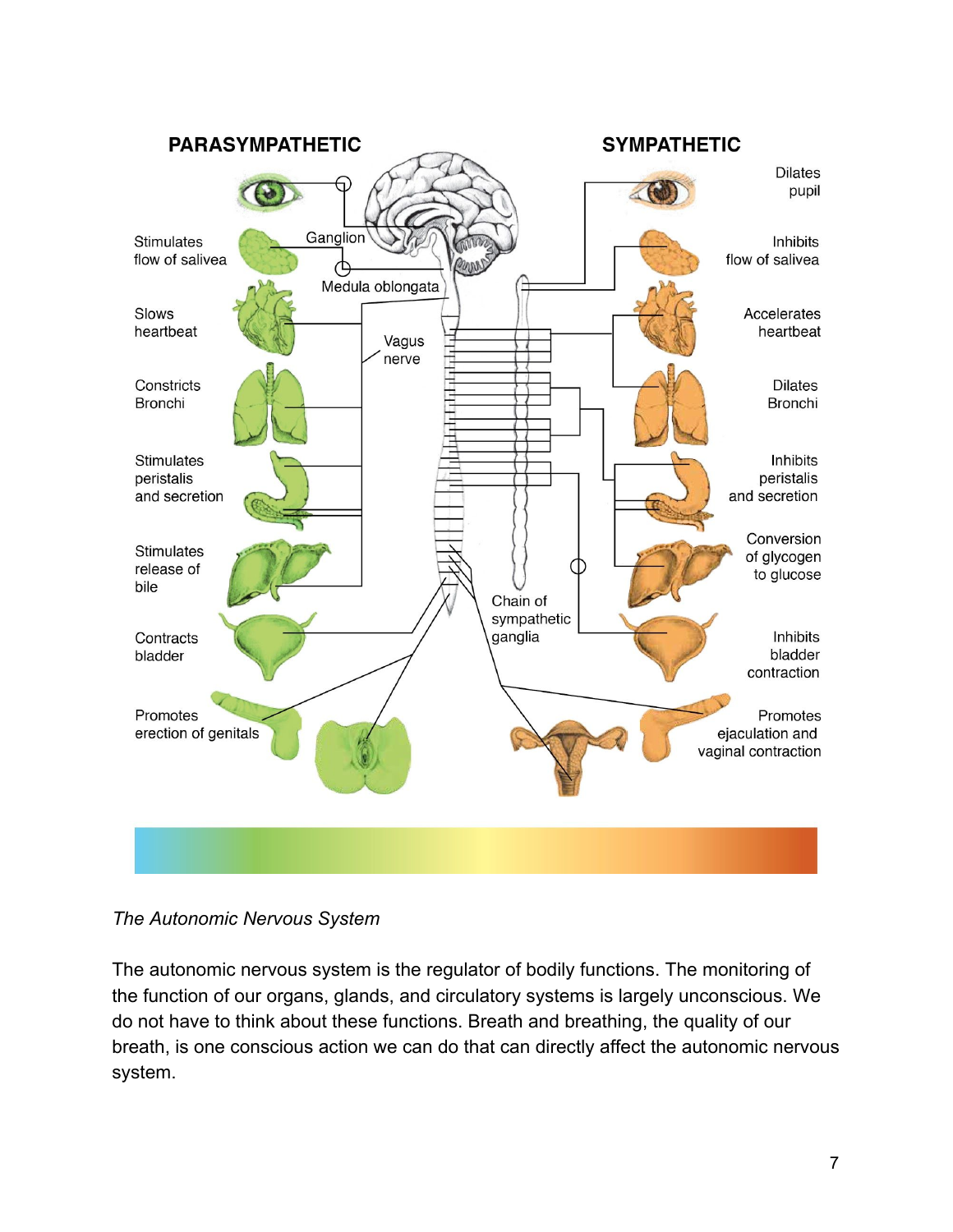*The Autonomic Nervous System*

The autonomic nervous system is the regulator of bodily functions. The monitoring of the function of our organs, glands, and circulatory systems is largely unconscious. We do not have to think about these functions. Breath and breathing, the quality of our breath, is one conscious action we can do that can directly affect the autonomic nervous system.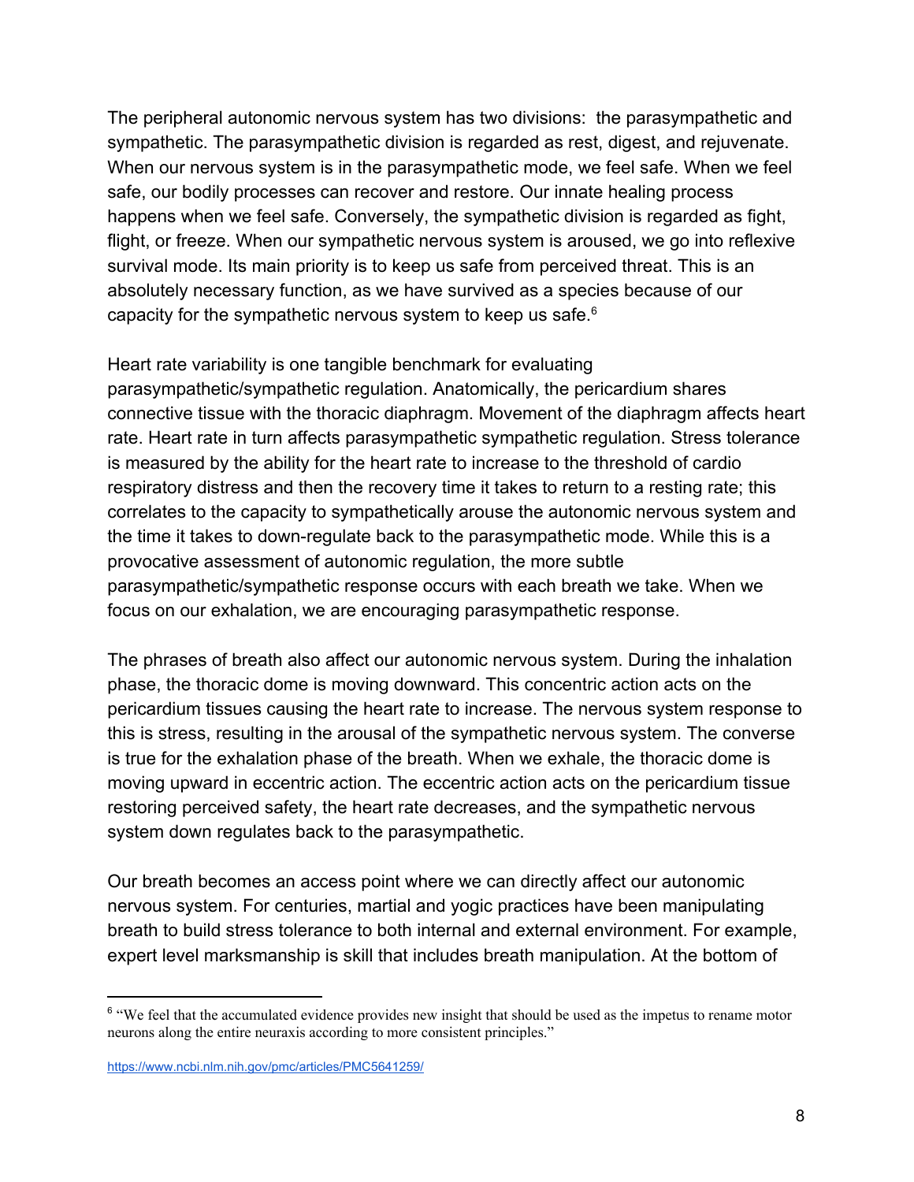The peripheral autonomic nervous system has two divisions: the parasympathetic and sympathetic. The parasympathetic division is regarded as rest, digest, and rejuvenate. When our nervous system is in the parasympathetic mode, we feel safe. When we feel safe, our bodily processes can recover and restore. Our innate healing process happens when we feel safe. Conversely, the sympathetic division is regarded as fight, flight, or freeze. When our sympathetic nervous system is aroused, we go into reflexive survival mode. Its main priority is to keep us safe from perceived threat. This is an absolutely necessary function, as we have survived as a species because of our capacity for the sympathetic nervous system to keep us safe.[6]

Heart rate variability is one tangible benchmark for evaluating parasympathetic/sympathetic regulation. Anatomically, the pericardium shares connective tissue with the thoracic diaphragm. Movement of the diaphragm affects heart rate. Heart rate in turn affects parasympathetic sympathetic regulation. Stress tolerance is measured by the ability for the heart rate to increase to the threshold of cardio respiratory distress and then the recovery time it takes to return to a resting rate; this correlates to the capacity to sympathetically arouse the autonomic nervous system and the time it takes to down-regulate back to the parasympathetic mode. While this is a provocative assessment of autonomic regulation, the more subtle parasympathetic/sympathetic response occurs with each breath we take. When we focus on our exhalation, we are encouraging parasympathetic response.

The phrases of breath also affect our autonomic nervous system. During the inhalation phase, the thoracic dome is moving downward. This concentric action acts on the pericardium tissues causing the heart rate to increase. The nervous system response to this is stress, resulting in the arousal of the sympathetic nervous system. The converse is true for the exhalation phase of the breath. When we exhale, the thoracic dome is moving upward in eccentric action. The eccentric action acts on the pericardium tissue restoring perceived safety, the heart rate decreases, and the sympathetic nervous system down regulates back to the parasympathetic.

Our breath becomes an access point where we can directly affect our autonomic nervous system. For centuries, martial and yogic practices have been manipulating breath to build stress tolerance to both internal and external environment. For example, expert level marksmanship is skill that includes breath manipulation. At the bottom of

---

[6] "We feel that the accumulated evidence provides new insight that should be used as the impetus to rename motor neurons along the entire neuraxis according to more consistent principles."

https://www.ncbi.nlm.nih.gov/pmc/articles/PMC5641259/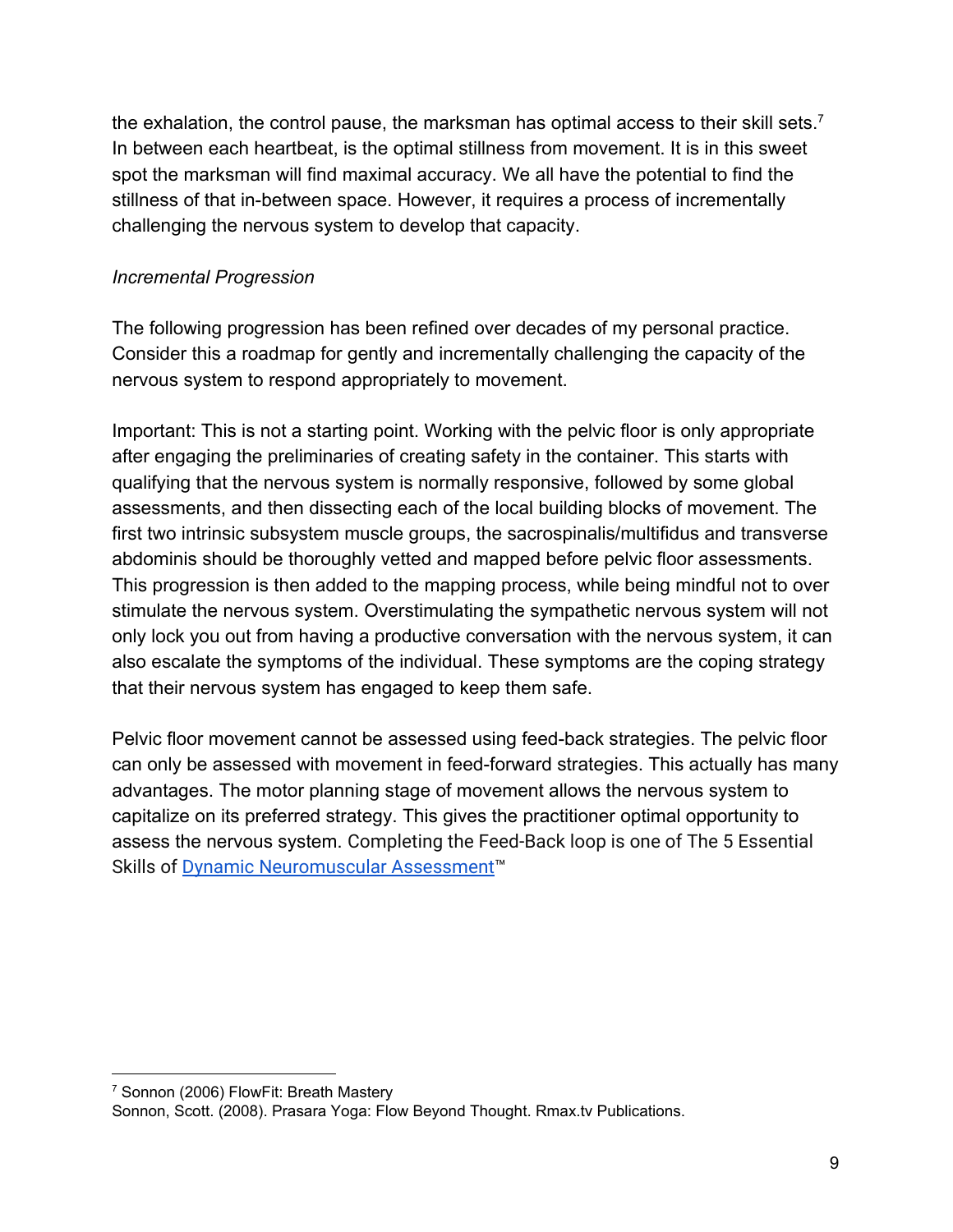the exhalation, the control pause, the marksman has optimal access to their skill sets.[7] In between each heartbeat, is the optimal stillness from movement. It is in this sweet spot the marksman will find maximal accuracy. We all have the potential to find the stillness of that in-between space. However, it requires a process of incrementally challenging the nervous system to develop that capacity.

*Incremental Progression*

The following progression has been refined over decades of my personal practice. Consider this a roadmap for gently and incrementally challenging the capacity of the nervous system to respond appropriately to movement.

Important: This is not a starting point. Working with the pelvic floor is only appropriate after engaging the preliminaries of creating safety in the container. This starts with qualifying that the nervous system is normally responsive, followed by some global assessments, and then dissecting each of the local building blocks of movement. The first two intrinsic subsystem muscle groups, the sacrospinalis/multifidus and transverse abdominis should be thoroughly vetted and mapped before pelvic floor assessments. This progression is then added to the mapping process, while being mindful not to over stimulate the nervous system. Overstimulating the sympathetic nervous system will not only lock you out from having a productive conversation with the nervous system, it can also escalate the symptoms of the individual. These symptoms are the coping strategy that their nervous system has engaged to keep them safe.

Pelvic floor movement cannot be assessed using feed-back strategies. The pelvic floor can only be assessed with movement in feed-forward strategies. This actually has many advantages. The motor planning stage of movement allows the nervous system to capitalize on its preferred strategy. This gives the practitioner optimal opportunity to assess the nervous system. Completing the Feed-Back loop is one of The 5 Essential Skills of [Dynamic Neuromuscular Assessment]™

---

[7] Sonnon (2006) FlowFit: Breath Mastery
Sonnon, Scott. (2008). Prasara Yoga: Flow Beyond Thought. Rmax.tv Publications.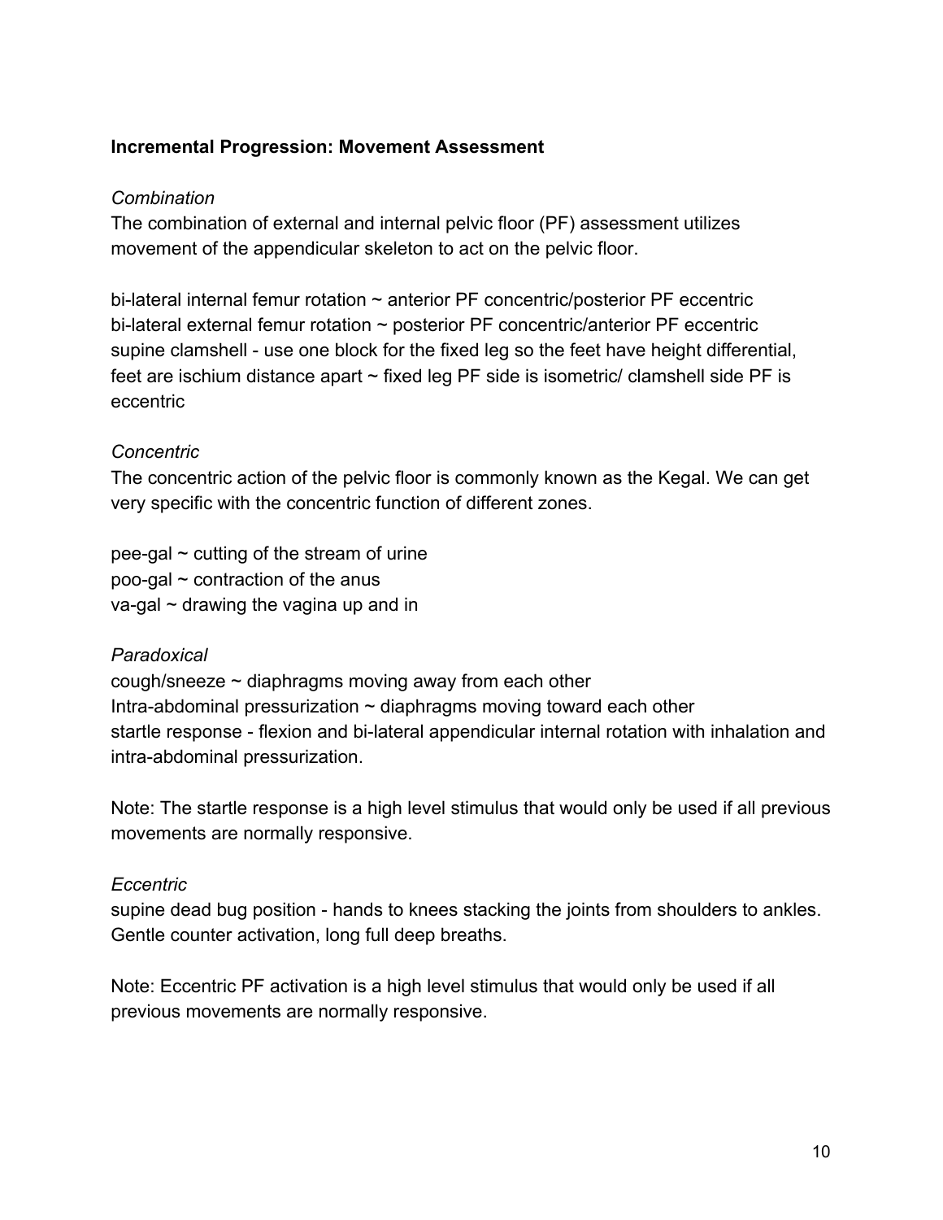**Incremental Progression: Movement Assessment**

*Combination*

The combination of external and internal pelvic floor (PF) assessment utilizes movement of the appendicular skeleton to act on the pelvic floor.

bi-lateral internal femur rotation ~ anterior PF concentric/posterior PF eccentric
bi-lateral external femur rotation ~ posterior PF concentric/anterior PF eccentric
supine clamshell - use one block for the fixed leg so the feet have height differential, feet are ischium distance apart ~ fixed leg PF side is isometric/ clamshell side PF is eccentric

*Concentric*

The concentric action of the pelvic floor is commonly known as the Kegal. We can get very specific with the concentric function of different zones.

pee-gal ~ cutting of the stream of urine
poo-gal ~ contraction of the anus
va-gal ~ drawing the vagina up and in

*Paradoxical*

cough/sneeze ~ diaphragms moving away from each other
Intra-abdominal pressurization ~ diaphragms moving toward each other
startle response - flexion and bi-lateral appendicular internal rotation with inhalation and intra-abdominal pressurization.

Note: The startle response is a high level stimulus that would only be used if all previous movements are normally responsive.

*Eccentric*

supine dead bug position - hands to knees stacking the joints from shoulders to ankles. Gentle counter activation, long full deep breaths.

Note: Eccentric PF activation is a high level stimulus that would only be used if all previous movements are normally responsive.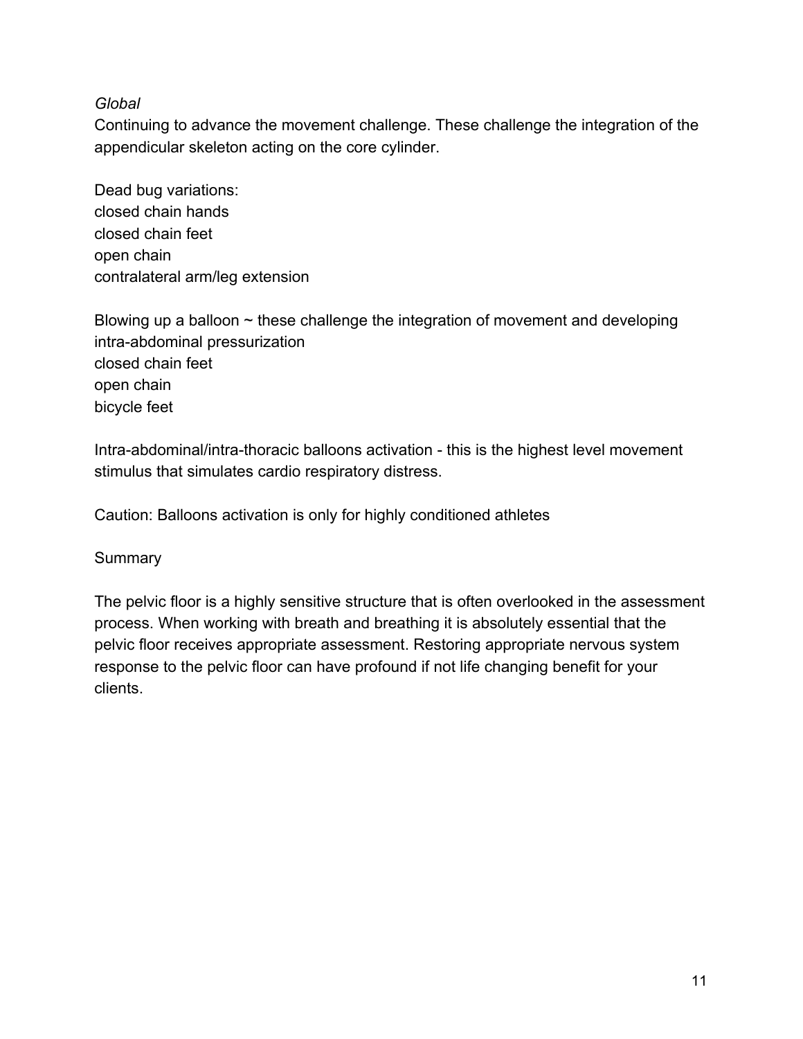*Global*

Continuing to advance the movement challenge. These challenge the integration of the appendicular skeleton acting on the core cylinder.

Dead bug variations:
closed chain hands
closed chain feet
open chain
contralateral arm/leg extension

Blowing up a balloon ~ these challenge the integration of movement and developing intra-abdominal pressurization
closed chain feet
open chain
bicycle feet

Intra-abdominal/intra-thoracic balloons activation - this is the highest level movement stimulus that simulates cardio respiratory distress.

Caution: Balloons activation is only for highly conditioned athletes

Summary

The pelvic floor is a highly sensitive structure that is often overlooked in the assessment process. When working with breath and breathing it is absolutely essential that the pelvic floor receives appropriate assessment. Restoring appropriate nervous system response to the pelvic floor can have profound if not life changing benefit for your clients.